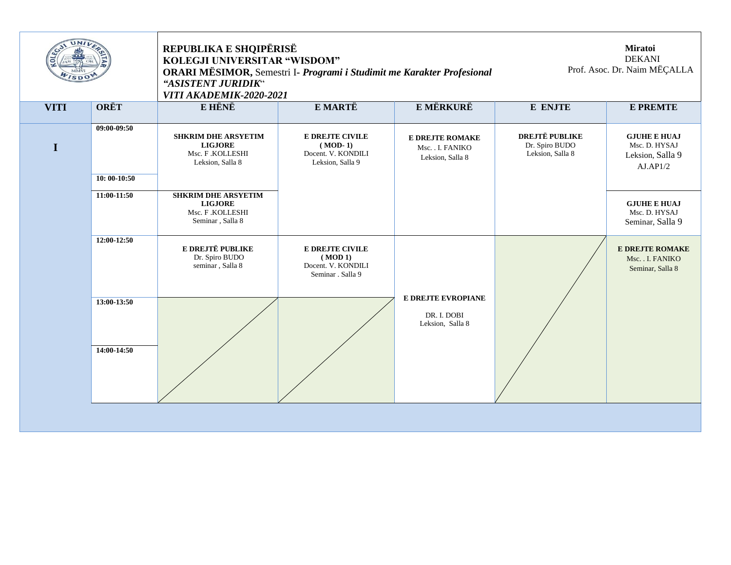**REPUBLIKA E SHQIPËRISË**
**KOLEGJI UNIVERSITAR "WISDOM"**
**ORARI MËSIMOR,** Semestri I- ***Programi i Studimit me Karakter Profesional***
***"ASISTENT JURIDIK"***
***VITI AKADEMIK-2020-2021***

**Miratoi**
DEKANI
Prof. Asoc. Dr. Naim MËÇALLA

| VITI | ORËT | E HËNË | E MARTË | E MËRKURË | E ENJTE | E PREMTE |
|---|---|---|---|---|---|---|
| I | 09:00-09:50 | **SHKRIM DHE ARSYETIM LIGJORE** Msc. F .KOLLESHI Leksion, Salla 8 | **E DREJTE CIVILE ( MOD- 1)** Docent. V. KONDILI Leksion, Salla 9 | **E DREJTE ROMAKE** Msc. . I. FANIKO Leksion, Salla 8 | **DREJTË PUBLIKE** Dr. Spiro BUDO Leksion, Salla 8 | **GJUHE E HUAJ** Msc. D. HYSAJ Leksion, Salla 9 AJ.AP1/2 |
| | 10: 00-10:50 | | | | | |
| | 11:00-11:50 | **SHKRIM DHE ARSYETIM LIGJORE** Msc. F .KOLLESHI Seminar , Salla 8 | | | | **GJUHE E HUAJ** Msc. D. HYSAJ Seminar, Salla 9 |
| | 12:00-12:50 | **E DREJTË PUBLIKE** Dr. Spiro BUDO seminar , Salla 8 | **E DREJTE CIVILE ( MOD 1)** Docent. V. KONDILI Seminar . Salla 9 | **E DREJTE EVROPIANE** DR. I. DOBI Leksion, Salla 8 | | **E DREJTE ROMAKE** Msc. . I. FANIKO Seminar, Salla 8 |
| | 13:00-13:50 | | | | | |
| | 14:00-14:50 | | | | | |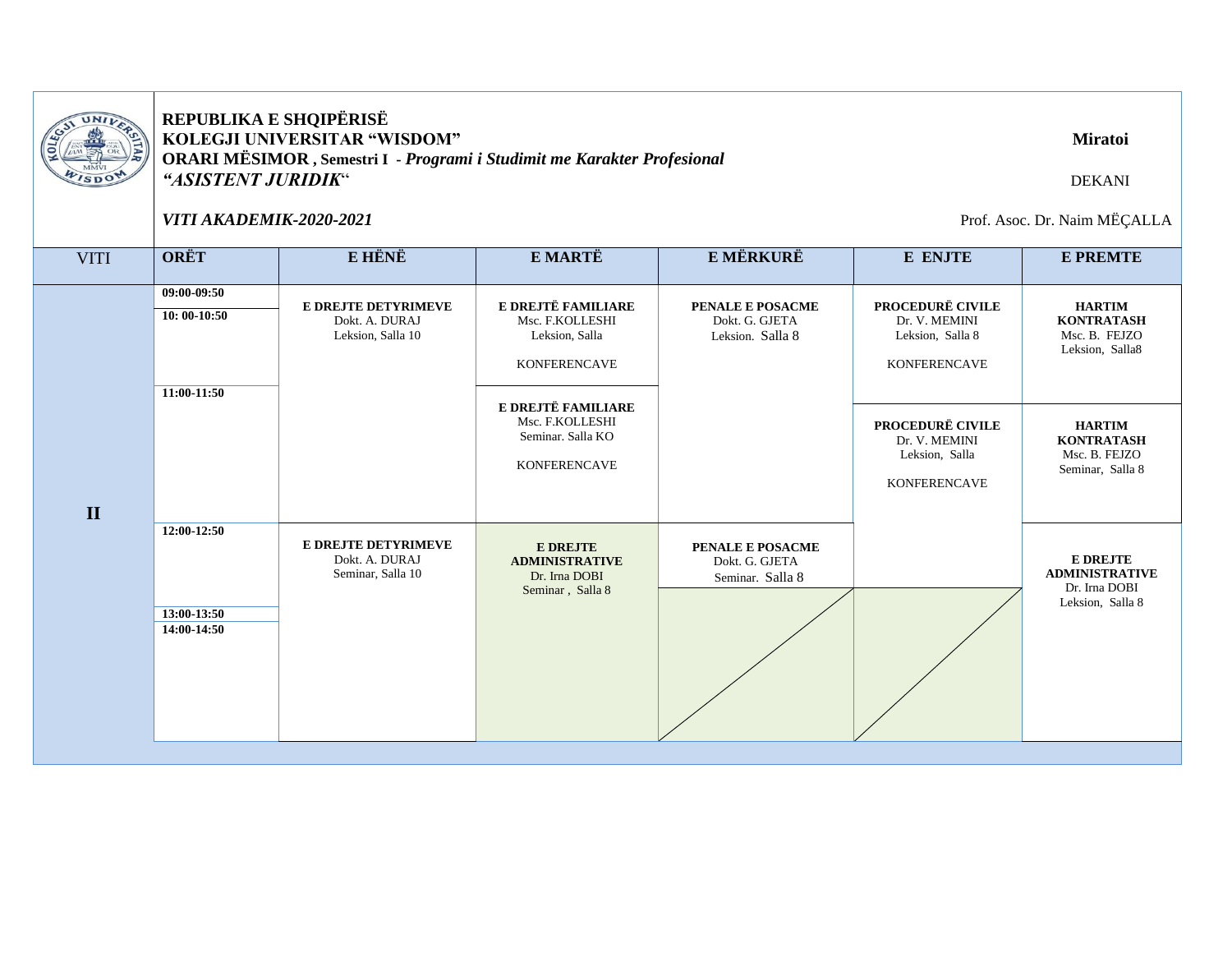**REPUBLIKA E SHQIPËRISË**
**KOLEGJI UNIVERSITAR "WISDOM"**
**ORARI MËSIMOR , Semestri I - *Programi i Studimit me Karakter Profesional***
***"ASISTENT JURIDIK*"**

***VITI AKADEMIK-2020-2021***

**Miratoi**

DEKANI

Prof. Asoc. Dr. Naim MËÇALLA

| VITI | ORËT | E HËNË | E MARTË | E MËRKURË | E ENJTE | E PREMTE |
|---|---|---|---|---|---|---|
| II | 09:00-09:50<br>10: 00-10:50 | **E DREJTE DETYRIMEVE**<br>Dokt. A. DURAJ<br>Leksion, Salla 10 | **E DREJTË FAMILIARE**<br>Msc. F.KOLLESHI<br>Leksion, Salla<br>KONFERENCAVE | **PENALE E POSACME**<br>Dokt. G. GJETA<br>Leksion. Salla 8 | **PROCEDURË CIVILE**<br>Dr. V. MEMINI<br>Leksion, Salla 8<br>KONFERENCAVE | **HARTIM KONTRATASH**<br>Msc. B. FEJZO<br>Leksion, Salla8 |
| | 11:00-11:50 | | **E DREJTË FAMILIARE**<br>Msc. F.KOLLESHI<br>Seminar. Salla KO<br>KONFERENCAVE | | **PROCEDURË CIVILE**<br>Dr. V. MEMINI<br>Leksion, Salla<br>KONFERENCAVE | **HARTIM KONTRATASH**<br>Msc. B. FEJZO<br>Seminar, Salla 8 |
| | 12:00-12:50 | **E DREJTE DETYRIMEVE**<br>Dokt. A. DURAJ<br>Seminar, Salla 10 | **E DREJTE ADMINISTRATIVE**<br>Dr. Irna DOBI<br>Seminar , Salla 8 | **PENALE E POSACME**<br>Dokt. G. GJETA<br>Seminar. Salla 8 | | **E DREJTE ADMINISTRATIVE**<br>Dr. Irna DOBI<br>Leksion, Salla 8 |
| | 13:00-13:50<br>14:00-14:50 | | | | | |